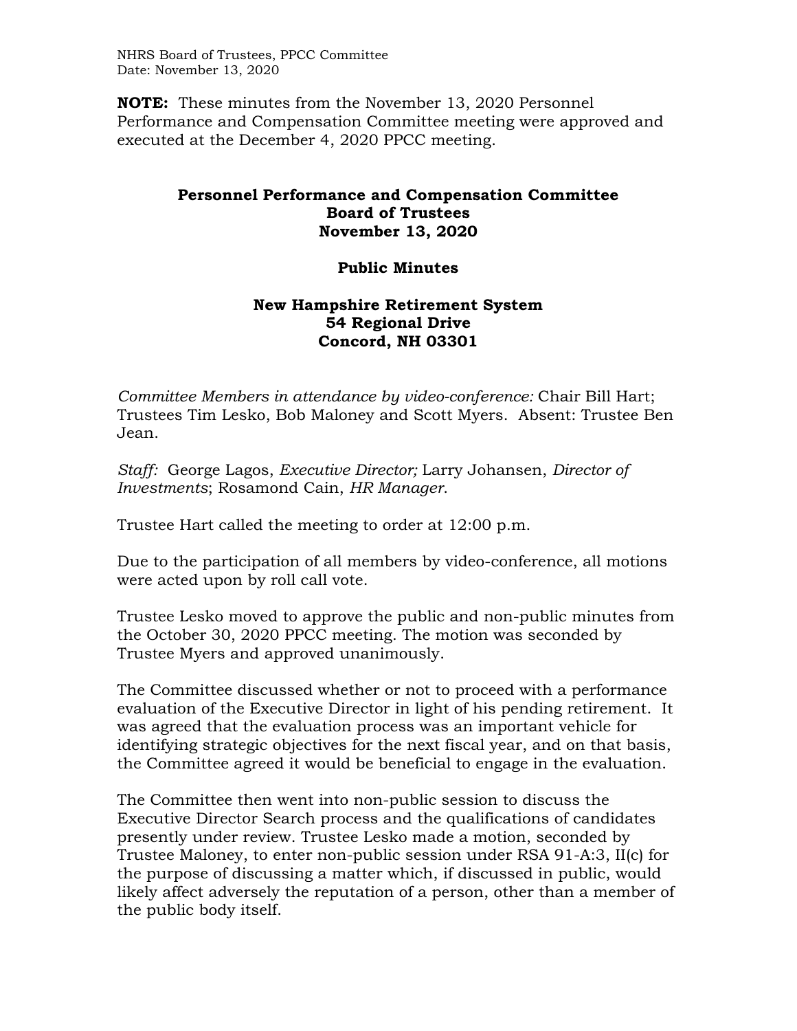**NOTE:** These minutes from the November 13, 2020 Personnel Performance and Compensation Committee meeting were approved and executed at the December 4, 2020 PPCC meeting.

# Personnel Performance and Compensation Committee
# Board of Trustees
# November 13, 2020

## Public Minutes

### New Hampshire Retirement System
### 54 Regional Drive
### Concord, NH 03301

*Committee Members in attendance by video-conference:* Chair Bill Hart; Trustees Tim Lesko, Bob Maloney and Scott Myers. Absent: Trustee Ben Jean.

*Staff:* George Lagos, *Executive Director;* Larry Johansen, *Director of Investments*; Rosamond Cain, *HR Manager*.

Trustee Hart called the meeting to order at 12:00 p.m.

Due to the participation of all members by video-conference, all motions were acted upon by roll call vote.

Trustee Lesko moved to approve the public and non-public minutes from the October 30, 2020 PPCC meeting. The motion was seconded by Trustee Myers and approved unanimously.

The Committee discussed whether or not to proceed with a performance evaluation of the Executive Director in light of his pending retirement. It was agreed that the evaluation process was an important vehicle for identifying strategic objectives for the next fiscal year, and on that basis, the Committee agreed it would be beneficial to engage in the evaluation.

The Committee then went into non-public session to discuss the Executive Director Search process and the qualifications of candidates presently under review. Trustee Lesko made a motion, seconded by Trustee Maloney, to enter non-public session under RSA 91-A:3, II(c) for the purpose of discussing a matter which, if discussed in public, would likely affect adversely the reputation of a person, other than a member of the public body itself.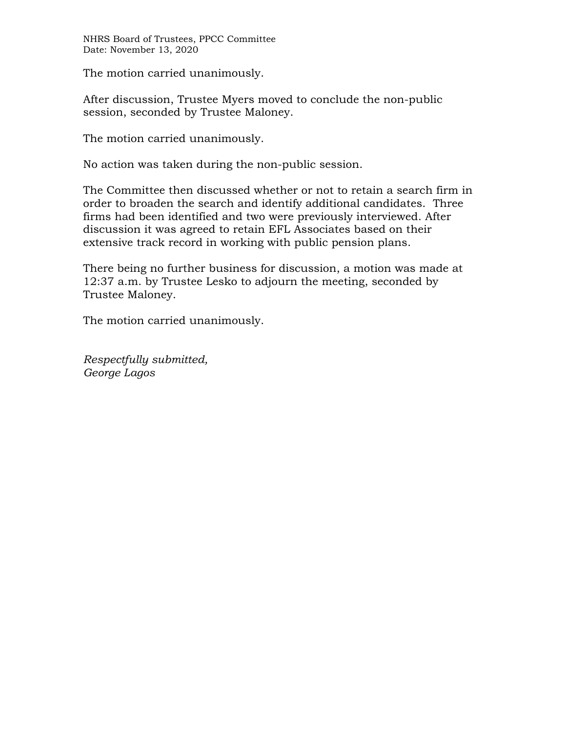The motion carried unanimously.

After discussion, Trustee Myers moved to conclude the non-public session, seconded by Trustee Maloney.

The motion carried unanimously.

No action was taken during the non-public session.

The Committee then discussed whether or not to retain a search firm in order to broaden the search and identify additional candidates. Three firms had been identified and two were previously interviewed. After discussion it was agreed to retain EFL Associates based on their extensive track record in working with public pension plans.

There being no further business for discussion, a motion was made at 12:37 a.m. by Trustee Lesko to adjourn the meeting, seconded by Trustee Maloney.

The motion carried unanimously.

*Respectfully submitted,*
*George Lagos*